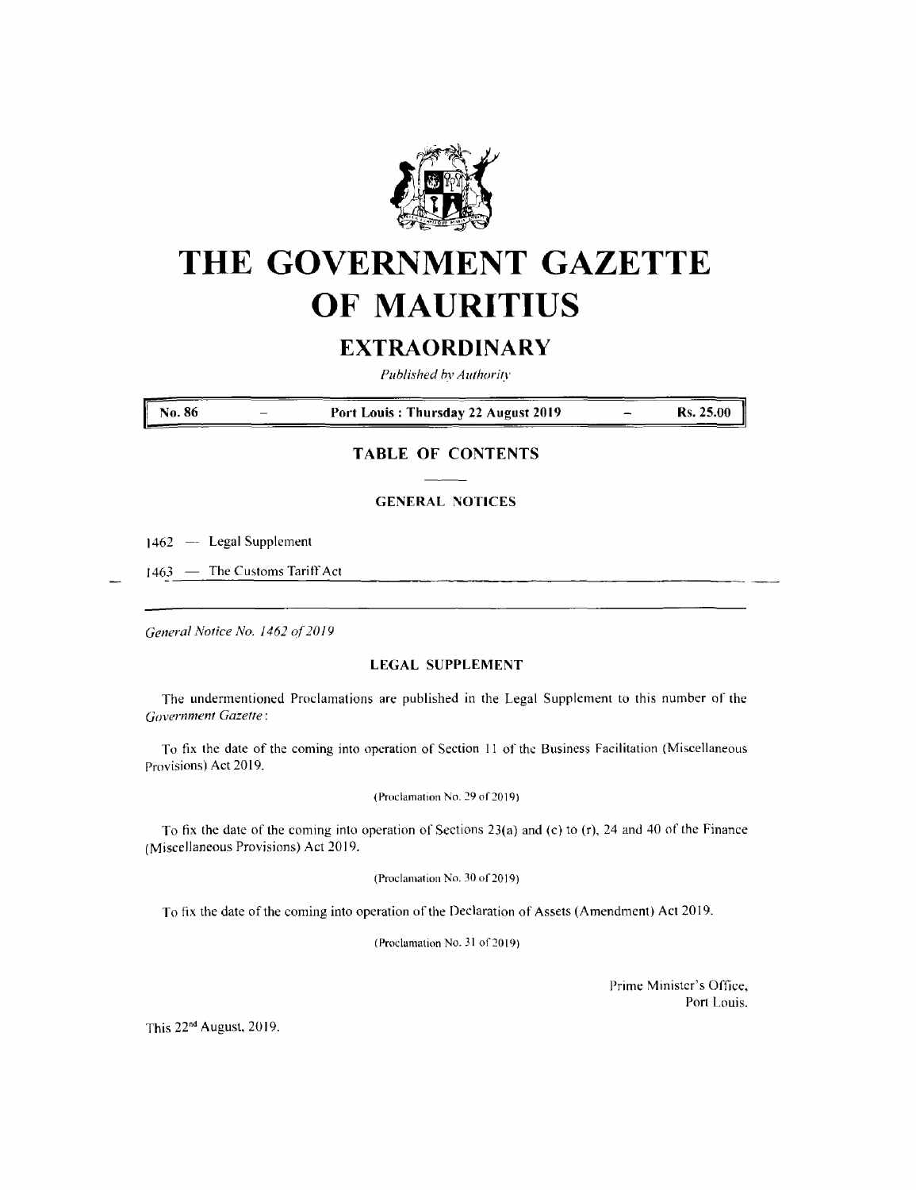# THE GOVERNMENT GAZETTE OF MAURITIUS

## EXTRAORDINARY

*Published by Authority*

| No. 86 | – | Port Louis : Thursday 22 August 2019 | – | Rs. 25.00 |
|---|---|---|---|---|

### TABLE OF CONTENTS

#### GENERAL NOTICES

1462 — Legal Supplement

1463 — The Customs Tariff Act

---

*General Notice No. 1462 of 2019*

#### LEGAL SUPPLEMENT

The undermentioned Proclamations are published in the Legal Supplement to this number of the *Government Gazette*:

To fix the date of the coming into operation of Section 11 of the Business Facilitation (Miscellaneous Provisions) Act 2019.

(Proclamation No. 29 of 2019)

To fix the date of the coming into operation of Sections 23(a) and (c) to (r), 24 and 40 of the Finance (Miscellaneous Provisions) Act 2019.

(Proclamation No. 30 of 2019)

To fix the date of the coming into operation of the Declaration of Assets (Amendment) Act 2019.

(Proclamation No. 31 of 2019)

Prime Minister's Office,
Port Louis.

This 22nd August, 2019.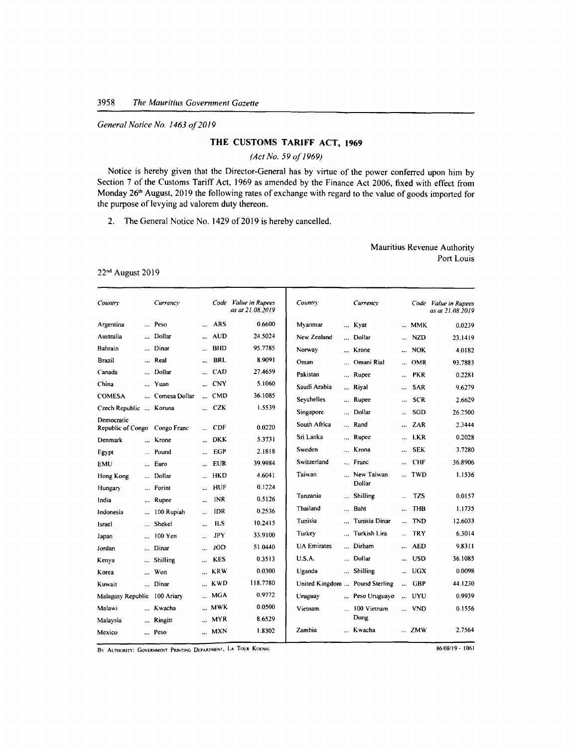*General Notice No. 1463 of 2019*

## THE CUSTOMS TARIFF ACT, 1969

*(Act No. 59 of 1969)*

Notice is hereby given that the Director-General has by virtue of the power conferred upon him by Section 7 of the Customs Tariff Act, 1969 as amended by the Finance Act 2006, fixed with effect from Monday 26th August, 2019 the following rates of exchange with regard to the value of goods imported for the purpose of levying ad valorem duty thereon.

2. The General Notice No. 1429 of 2019 is hereby cancelled.

Mauritius Revenue Authority
Port Louis

22nd August 2019

| Country | Currency | Code | Value in Rupees as at 21.08.2019 |
|---|---|---|---|
| Argentina | Peso | ARS | 0.6600 |
| Australia | Dollar | AUD | 24.5024 |
| Bahrain | Dinar | BHD | 95.7785 |
| Brazil | Real | BRL | 8.9091 |
| Canada | Dollar | CAD | 27.4659 |
| China | Yuan | CNY | 5.1060 |
| COMESA | Comesa Dollar | CMD | 36.1085 |
| Czech Republic | Koruna | CZK | 1.5539 |
| Democratic Republic of Congo | Congo Franc | CDF | 0.0220 |
| Denmark | Krone | DKK | 5.3731 |
| Egypt | Pound | EGP | 2.1818 |
| EMU | Euro | EUR | 39.9984 |
| Hong Kong | Dollar | HKD | 4.6041 |
| Hungary | Forint | HUF | 0.1224 |
| India | Rupee | INR | 0.5126 |
| Indonesia | 100 Rupiah | IDR | 0.2536 |
| Israel | Shekel | ILS | 10.2415 |
| Japan | 100 Yen | JPY | 33.9100 |
| Jordan | Dinar | JOD | 51.0440 |
| Kenya | Shilling | KES | 0.3513 |
| Korea | Won | KRW | 0.0300 |
| Kuwait | Dinar | KWD | 118.7780 |
| Malagasy Republic | 100 Ariary | MGA | 0.9772 |
| Malawi | Kwacha | MWK | 0.0500 |
| Malaysia | Ringitt | MYR | 8.6529 |
| Mexico | Peso | MXN | 1.8302 |
| Myanmar | Kyat | MMK | 0.0239 |
| New Zealand | Dollar | NZD | 23.1419 |
| Norway | Krone | NOK | 4.0182 |
| Oman | Omani Rial | OMR | 93.7883 |
| Pakistan | Rupee | PKR | 0.2281 |
| Saudi Arabia | Riyal | SAR | 9.6279 |
| Seychelles | Rupee | SCR | 2.6629 |
| Singapore | Dollar | SGD | 26.2500 |
| South Africa | Rand | ZAR | 2.3444 |
| Sri Lanka | Rupee | LKR | 0.2028 |
| Sweden | Krona | SEK | 3.7280 |
| Switzerland | Franc | CHF | 36.8906 |
| Taiwan | New Taiwan Dollar | TWD | 1.1536 |
| Tanzania | Shilling | TZS | 0.0157 |
| Thailand | Baht | THB | 1.1735 |
| Tunisia | Tunisia Dinar | TND | 12.6033 |
| Turkey | Turkish Lira | TRY | 6.3014 |
| UA Emirates | Dirham | AED | 9.8311 |
| U.S.A. | Dollar | USD | 36.1085 |
| Uganda | Shilling | UGX | 0.0098 |
| United Kingdom | Pound Sterling | GBP | 44.1230 |
| Uruguay | Peso Uruguayo | UYU | 0.9939 |
| Vietnam | 100 Vietnam Dong | VND | 0.1556 |
| Zambia | Kwacha | ZMW | 2.7564 |